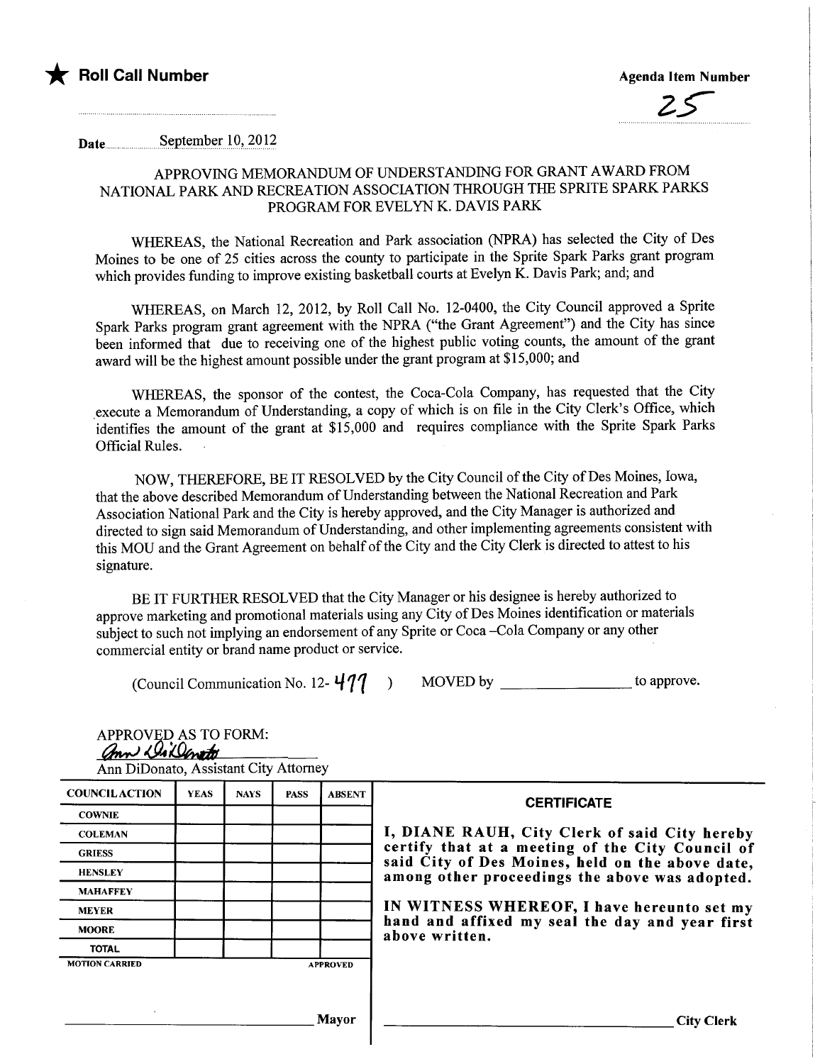★ **Roll Call Number**

**Agenda Item Number**

25

**Date** September 10, 2012

APPROVING MEMORANDUM OF UNDERSTANDING FOR GRANT AWARD FROM NATIONAL PARK AND RECREATION ASSOCIATION THROUGH THE SPRITE SPARK PARKS PROGRAM FOR EVELYN K. DAVIS PARK

WHEREAS, the National Recreation and Park association (NPRA) has selected the City of Des Moines to be one of 25 cities across the county to participate in the Sprite Spark Parks grant program which provides funding to improve existing basketball courts at Evelyn K. Davis Park; and; and

WHEREAS, on March 12, 2012, by Roll Call No. 12-0400, the City Council approved a Sprite Spark Parks program grant agreement with the NPRA ("the Grant Agreement") and the City has since been informed that due to receiving one of the highest public voting counts, the amount of the grant award will be the highest amount possible under the grant program at $15,000; and

WHEREAS, the sponsor of the contest, the Coca-Cola Company, has requested that the City execute a Memorandum of Understanding, a copy of which is on file in the City Clerk's Office, which identifies the amount of the grant at $15,000 and requires compliance with the Sprite Spark Parks Official Rules.

NOW, THEREFORE, BE IT RESOLVED by the City Council of the City of Des Moines, Iowa, that the above described Memorandum of Understanding between the National Recreation and Park Association National Park and the City is hereby approved, and the City Manager is authorized and directed to sign said Memorandum of Understanding, and other implementing agreements consistent with this MOU and the Grant Agreement on behalf of the City and the City Clerk is directed to attest to his signature.

BE IT FURTHER RESOLVED that the City Manager or his designee is hereby authorized to approve marketing and promotional materials using any City of Des Moines identification or materials subject to such not implying an endorsement of any Sprite or Coca -Cola Company or any other commercial entity or brand name product or service.

(Council Communication No. 12- 477 ) MOVED by ________________ to approve.

APPROVED AS TO FORM:
Ann DiDonato
Ann DiDonato, Assistant City Attorney

| COUNCIL ACTION | YEAS | NAYS | PASS | ABSENT |
|---|---|---|---|---|
| COWNIE | | | | |
| COLEMAN | | | | |
| GRIESS | | | | |
| HENSLEY | | | | |
| MAHAFFEY | | | | |
| MEYER | | | | |
| MOORE | | | | |
| TOTAL | | | | |
| MOTION CARRIED | | | | APPROVED |

______________________________ Mayor

**CERTIFICATE**

**I, DIANE RAUH, City Clerk of said City hereby certify that at a meeting of the City Council of said City of Des Moines, held on the above date, among other proceedings the above was adopted.**

**IN WITNESS WHEREOF, I have hereunto set my hand and affixed my seal the day and year first above written.**

______________________________ City Clerk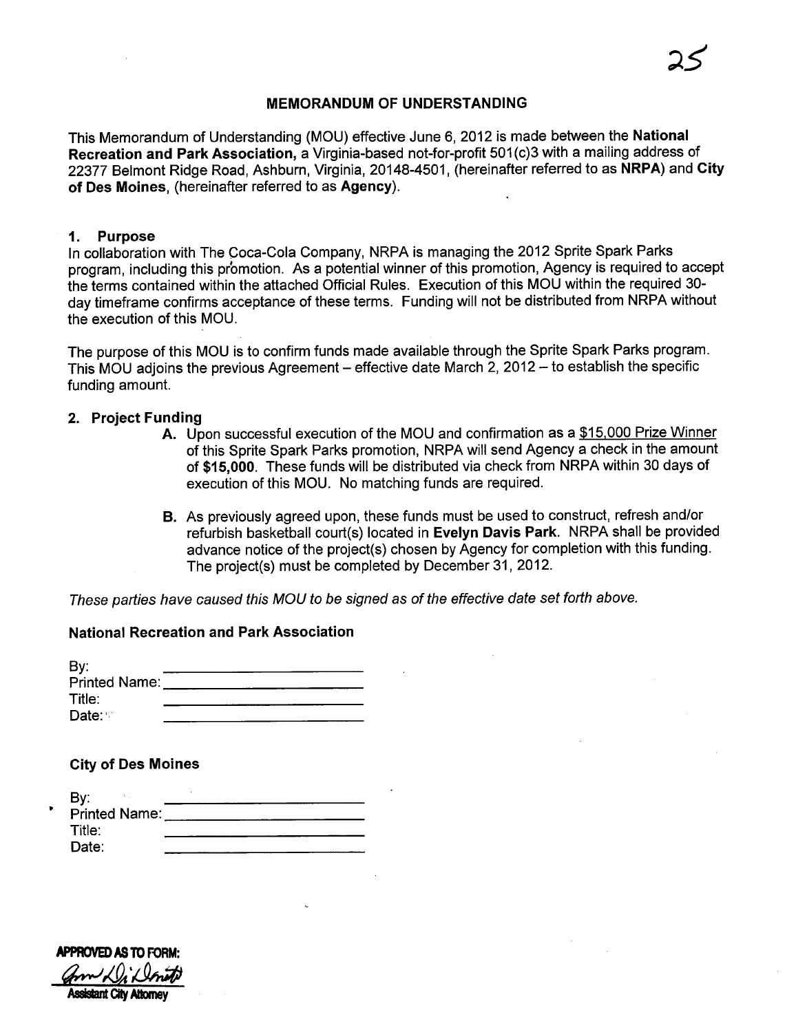# MEMORANDUM OF UNDERSTANDING

This Memorandum of Understanding (MOU) effective June 6, 2012 is made between the **National Recreation and Park Association,** a Virginia-based not-for-profit 501(c)3 with a mailing address of 22377 Belmont Ridge Road, Ashburn, Virginia, 20148-4501, (hereinafter referred to as **NRPA**) and **City of Des Moines**, (hereinafter referred to as **Agency**).

## 1. Purpose

In collaboration with The Coca-Cola Company, NRPA is managing the 2012 Sprite Spark Parks program, including this promotion. As a potential winner of this promotion, Agency is required to accept the terms contained within the attached Official Rules. Execution of this MOU within the required 30-day timeframe confirms acceptance of these terms. Funding will not be distributed from NRPA without the execution of this MOU.

The purpose of this MOU is to confirm funds made available through the Sprite Spark Parks program. This MOU adjoins the previous Agreement – effective date March 2, 2012 – to establish the specific funding amount.

## 2. Project Funding

**A.** Upon successful execution of the MOU and confirmation as a $15,000 Prize Winner of this Sprite Spark Parks promotion, NRPA will send Agency a check in the amount of **$15,000**. These funds will be distributed via check from NRPA within 30 days of execution of this MOU. No matching funds are required.

**B.** As previously agreed upon, these funds must be used to construct, refresh and/or refurbish basketball court(s) located in **Evelyn Davis Park**. NRPA shall be provided advance notice of the project(s) chosen by Agency for completion with this funding. The project(s) must be completed by December 31, 2012.

*These parties have caused this MOU to be signed as of the effective date set forth above.*

### National Recreation and Park Association

By: ______________________
Printed Name: ______________________
Title: ______________________
Date: ______________________

### City of Des Moines

By: ______________________
Printed Name: ______________________
Title: ______________________
Date: ______________________

**APPROVED AS TO FORM:**

[signature]

**Assistant City Attorney**